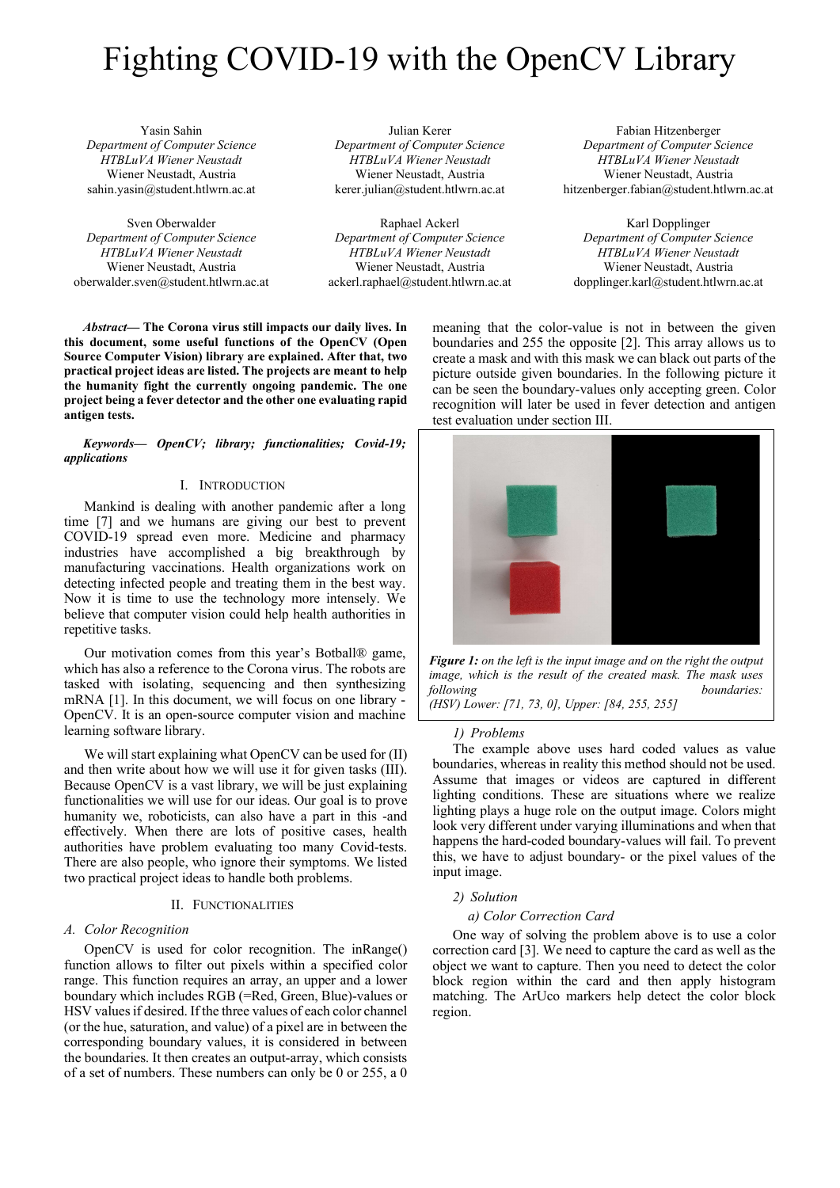# Fighting COVID-19 with the OpenCV Library

Yasin Sahin
*Department of Computer Science*
*HTBLuVA Wiener Neustadt*
Wiener Neustadt, Austria
sahin.yasin@student.htlwrn.ac.at

Julian Kerer
*Department of Computer Science*
*HTBLuVA Wiener Neustadt*
Wiener Neustadt, Austria
kerer.julian@student.htlwrn.ac.at

Fabian Hitzenberger
*Department of Computer Science*
*HTBLuVA Wiener Neustadt*
Wiener Neustadt, Austria
hitzenberger.fabian@student.htlwrn.ac.at

Sven Oberwalder
*Department of Computer Science*
*HTBLuVA Wiener Neustadt*
Wiener Neustadt, Austria
oberwalder.sven@student.htlwrn.ac.at

Raphael Ackerl
*Department of Computer Science*
*HTBLuVA Wiener Neustadt*
Wiener Neustadt, Austria
ackerl.raphael@student.htlwrn.ac.at

Karl Dopplinger
*Department of Computer Science*
*HTBLuVA Wiener Neustadt*
Wiener Neustadt, Austria
dopplinger.karl@student.htlwrn.ac.at

***Abstract*— The Corona virus still impacts our daily lives. In this document, some useful functions of the OpenCV (Open Source Computer Vision) library are explained. After that, two practical project ideas are listed. The projects are meant to help the humanity fight the currently ongoing pandemic. The one project being a fever detector and the other one evaluating rapid antigen tests.**

***Keywords*— *OpenCV; library; functionalities; Covid-19; applications***

## I. Introduction

Mankind is dealing with another pandemic after a long time [7] and we humans are giving our best to prevent COVID-19 spread even more. Medicine and pharmacy industries have accomplished a big breakthrough by manufacturing vaccinations. Health organizations work on detecting infected people and treating them in the best way. Now it is time to use the technology more intensely. We believe that computer vision could help health authorities in repetitive tasks.

Our motivation comes from this year's Botball® game, which has also a reference to the Corona virus. The robots are tasked with isolating, sequencing and then synthesizing mRNA [1]. In this document, we will focus on one library - OpenCV. It is an open-source computer vision and machine learning software library.

We will start explaining what OpenCV can be used for (II) and then write about how we will use it for given tasks (III). Because OpenCV is a vast library, we will be just explaining functionalities we will use for our ideas. Our goal is to prove humanity we, roboticists, can also have a part in this -and effectively. When there are lots of positive cases, health authorities have problem evaluating too many Covid-tests. There are also people, who ignore their symptoms. We listed two practical project ideas to handle both problems.

## II. Functionalities

### *A. Color Recognition*

OpenCV is used for color recognition. The inRange() function allows to filter out pixels within a specified color range. This function requires an array, an upper and a lower boundary which includes RGB (=Red, Green, Blue)-values or HSV values if desired. If the three values of each color channel (or the hue, saturation, and value) of a pixel are in between the corresponding boundary values, it is considered in between the boundaries. It then creates an output-array, which consists of a set of numbers. These numbers can only be 0 or 255, a 0 meaning that the color-value is not in between the given boundaries and 255 the opposite [2]. This array allows us to create a mask and with this mask we can black out parts of the picture outside given boundaries. In the following picture it can be seen the boundary-values only accepting green. Color recognition will later be used in fever detection and antigen test evaluation under section III.

***Figure 1:*** *on the left is the input image and on the right the output image, which is the result of the created mask. The mask uses following boundaries: (HSV) Lower: [71, 73, 0], Upper: [84, 255, 255]*

#### *1) Problems*

The example above uses hard coded values as value boundaries, whereas in reality this method should not be used. Assume that images or videos are captured in different lighting conditions. These are situations where we realize lighting plays a huge role on the output image. Colors might look very different under varying illuminations and when that happens the hard-coded boundary-values will fail. To prevent this, we have to adjust boundary- or the pixel values of the input image.

#### *2) Solution*

*a) Color Correction Card*

One way of solving the problem above is to use a color correction card [3]. We need to capture the card as well as the object we want to capture. Then you need to detect the color block region within the card and then apply histogram matching. The ArUco markers help detect the color block region.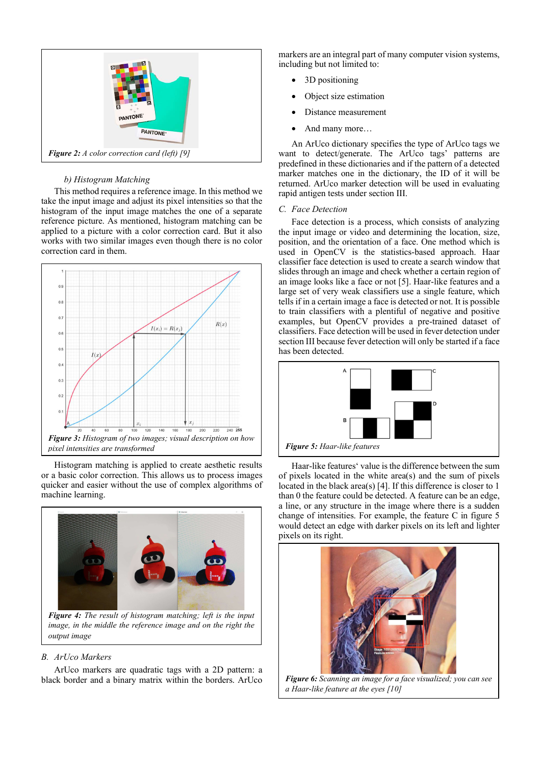*Figure 2: A color correction card (left) [9]*

*b) Histogram Matching*

This method requires a reference image. In this method we take the input image and adjust its pixel intensities so that the histogram of the input image matches the one of a separate reference picture. As mentioned, histogram matching can be applied to a picture with a color correction card. But it also works with two similar images even though there is no color correction card in them.

***Figure 3:*** *Histogram of two images; visual description on how pixel intensities are transformed*

Histogram matching is applied to create aesthetic results or a basic color correction. This allows us to process images quicker and easier without the use of complex algorithms of machine learning.

***Figure 4:*** *The result of histogram matching; left is the input image, in the middle the reference image and on the right the output image*

### B. ArUco Markers

ArUco markers are quadratic tags with a 2D pattern: a black border and a binary matrix within the borders. ArUco markers are an integral part of many computer vision systems, including but not limited to:

- 3D positioning
- Object size estimation
- Distance measurement
- And many more…

An ArUco dictionary specifies the type of ArUco tags we want to detect/generate. The ArUco tags' patterns are predefined in these dictionaries and if the pattern of a detected marker matches one in the dictionary, the ID of it will be returned. ArUco marker detection will be used in evaluating rapid antigen tests under section III.

### C. Face Detection

Face detection is a process, which consists of analyzing the input image or video and determining the location, size, position, and the orientation of a face. One method which is used in OpenCV is the statistics-based approach. Haar classifier face detection is used to create a search window that slides through an image and check whether a certain region of an image looks like a face or not [5]. Haar-like features and a large set of very weak classifiers use a single feature, which tells if in a certain image a face is detected or not. It is possible to train classifiers with a plentiful of negative and positive examples, but OpenCV provides a pre-trained dataset of classifiers. Face detection will be used in fever detection under section III because fever detection will only be started if a face has been detected.

***Figure 5:*** *Haar-like features*

Haar-like features' value is the difference between the sum of pixels located in the white area(s) and the sum of pixels located in the black area(s) [4]. If this difference is closer to 1 than 0 the feature could be detected. A feature can be an edge, a line, or any structure in the image where there is a sudden change of intensities. For example, the feature C in figure 5 would detect an edge with darker pixels on its left and lighter pixels on its right.

***Figure 6:*** *Scanning an image for a face visualized; you can see a Haar-like feature at the eyes [10]*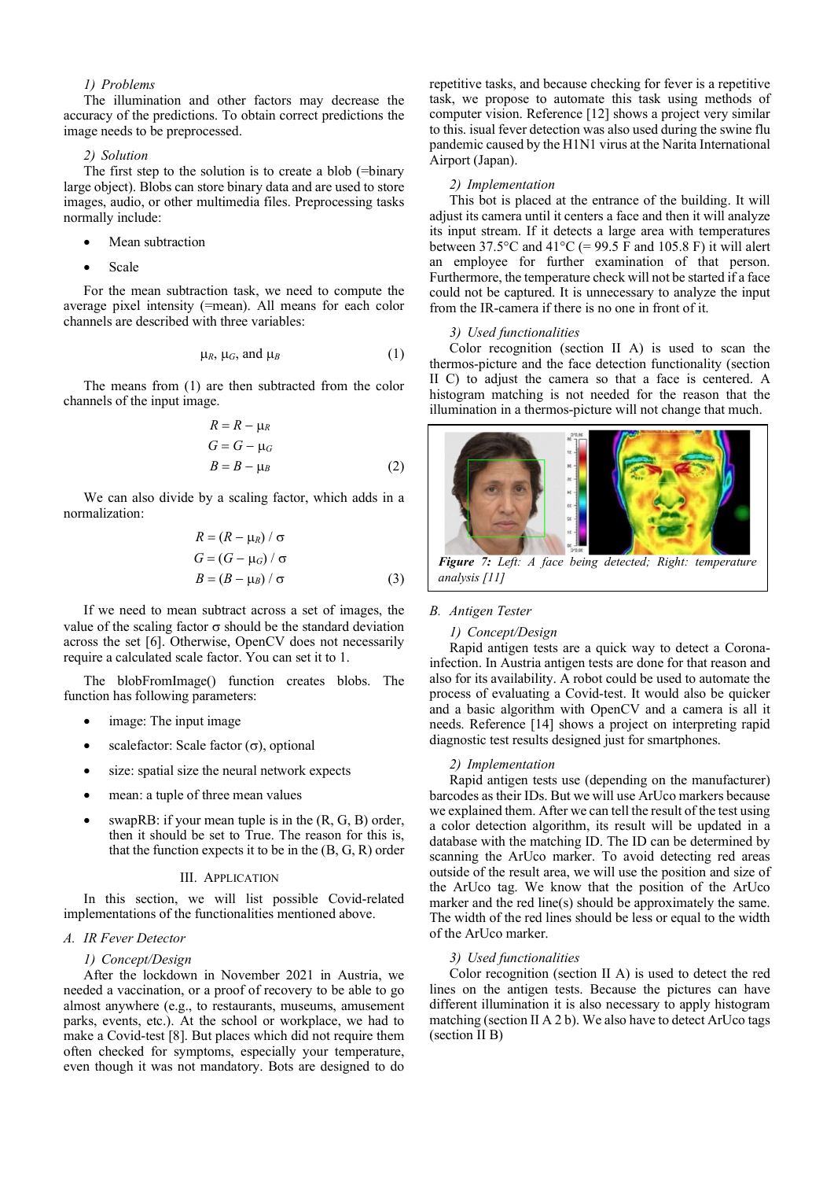#### 1) Problems

The illumination and other factors may decrease the accuracy of the predictions. To obtain correct predictions the image needs to be preprocessed.

#### 2) Solution

The first step to the solution is to create a blob (=binary large object). Blobs can store binary data and are used to store images, audio, or other multimedia files. Preprocessing tasks normally include:

- Mean subtraction
- Scale

For the mean subtraction task, we need to compute the average pixel intensity (=mean). All means for each color channels are described with three variables:

$$\mu_R, \mu_G, \text{and } \mu_B \tag{1}$$

The means from (1) are then subtracted from the color channels of the input image.

$$R = R - \mu_R$$
$$G = G - \mu_G$$
$$B = B - \mu_B \tag{2}$$

We can also divide by a scaling factor, which adds in a normalization:

$$R = (R - \mu_R) / \sigma$$
$$G = (G - \mu_G) / \sigma$$
$$B = (B - \mu_B) / \sigma \tag{3}$$

If we need to mean subtract across a set of images, the value of the scaling factor $\sigma$ should be the standard deviation across the set [6]. Otherwise, OpenCV does not necessarily require a calculated scale factor. You can set it to 1.

The blobFromImage() function creates blobs. The function has following parameters:

- image: The input image
- scalefactor: Scale factor ($\sigma$), optional
- size: spatial size the neural network expects
- mean: a tuple of three mean values
- swapRB: if your mean tuple is in the (R, G, B) order, then it should be set to True. The reason for this is, that the function expects it to be in the (B, G, R) order

## III. Application

In this section, we will list possible Covid-related implementations of the functionalities mentioned above.

### A. IR Fever Detector

#### 1) Concept/Design

After the lockdown in November 2021 in Austria, we needed a vaccination, or a proof of recovery to be able to go almost anywhere (e.g., to restaurants, museums, amusement parks, events, etc.). At the school or workplace, we had to make a Covid-test [8]. But places which did not require them often checked for symptoms, especially your temperature, even though it was not mandatory. Bots are designed to do repetitive tasks, and because checking for fever is a repetitive task, we propose to automate this task using methods of computer vision. Reference [12] shows a project very similar to this. isual fever detection was also used during the swine flu pandemic caused by the H1N1 virus at the Narita International Airport (Japan).

#### 2) Implementation

This bot is placed at the entrance of the building. It will adjust its camera until it centers a face and then it will analyze its input stream. If it detects a large area with temperatures between 37.5°C and 41°C (= 99.5 F and 105.8 F) it will alert an employee for further examination of that person. Furthermore, the temperature check will not be started if a face could not be captured. It is unnecessary to analyze the input from the IR-camera if there is no one in front of it.

#### 3) Used functionalities

Color recognition (section II A) is used to scan the thermos-picture and the face detection functionality (section II C) to adjust the camera so that a face is centered. A histogram matching is not needed for the reason that the illumination in a thermos-picture will not change that much.

***Figure 7:*** *Left: A face being detected; Right: temperature analysis [11]*

### B. Antigen Tester

#### 1) Concept/Design

Rapid antigen tests are a quick way to detect a Corona-infection. In Austria antigen tests are done for that reason and also for its availability. A robot could be used to automate the process of evaluating a Covid-test. It would also be quicker and a basic algorithm with OpenCV and a camera is all it needs. Reference [14] shows a project on interpreting rapid diagnostic test results designed just for smartphones.

#### 2) Implementation

Rapid antigen tests use (depending on the manufacturer) barcodes as their IDs. But we will use ArUco markers because we explained them. After we can tell the result of the test using a color detection algorithm, its result will be updated in a database with the matching ID. The ID can be determined by scanning the ArUco marker. To avoid detecting red areas outside of the result area, we will use the position and size of the ArUco tag. We know that the position of the ArUco marker and the red line(s) should be approximately the same. The width of the red lines should be less or equal to the width of the ArUco marker.

#### 3) Used functionalities

Color recognition (section II A) is used to detect the red lines on the antigen tests. Because the pictures can have different illumination it is also necessary to apply histogram matching (section II A 2 b). We also have to detect ArUco tags (section II B)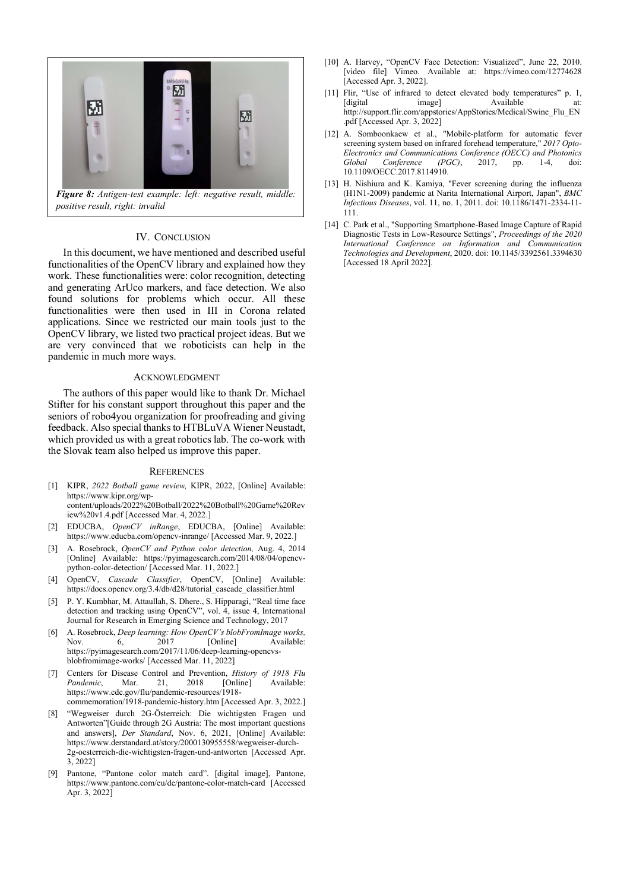*Figure 8: Antigen-test example: left: negative result, middle: positive result, right: invalid*

## IV. Conclusion

In this document, we have mentioned and described useful functionalities of the OpenCV library and explained how they work. These functionalities were: color recognition, detecting and generating ArUco markers, and face detection. We also found solutions for problems which occur. All these functionalities were then used in III in Corona related applications. Since we restricted our main tools just to the OpenCV library, we listed two practical project ideas. But we are very convinced that we roboticists can help in the pandemic in much more ways.

## Acknowledgment

The authors of this paper would like to thank Dr. Michael Stifter for his constant support throughout this paper and the seniors of robo4you organization for proofreading and giving feedback. Also special thanks to HTBLuVA Wiener Neustadt, which provided us with a great robotics lab. The co-work with the Slovak team also helped us improve this paper.

## References

[1] KIPR, *2022 Botball game review,* KIPR, 2022, [Online] Available: https://www.kipr.org/wp-content/uploads/2022%20Botball/2022%20Botball%20Game%20Review%20v1.4.pdf [Accessed Mar. 4, 2022.]

[2] EDUCBA, *OpenCV inRange*, EDUCBA, [Online] Available: https://www.educba.com/opencv-inrange/ [Accessed Mar. 9, 2022.]

[3] A. Rosebrock, *OpenCV and Python color detection,* Aug. 4, 2014 [Online] Available: https://pyimagesearch.com/2014/08/04/opencv-python-color-detection/ [Accessed Mar. 11, 2022.]

[4] OpenCV, *Cascade Classifier*, OpenCV, [Online] Available: https://docs.opencv.org/3.4/db/d28/tutorial_cascade_classifier.html

[5] P. Y. Kumbhar, M. Attaullah, S. Dhere., S. Hipparagi, "Real time face detection and tracking using OpenCV", vol. 4, issue 4, International Journal for Research in Emerging Science and Technology, 2017

[6] A. Rosebrock, *Deep learning: How OpenCV's blobFromImage works,* Nov. 6, 2017 [Online] Available: https://pyimagesearch.com/2017/11/06/deep-learning-opencvs-blobfromimage-works/ [Accessed Mar. 11, 2022]

[7] Centers for Disease Control and Prevention, *History of 1918 Flu Pandemic*, Mar. 21, 2018 [Online] Available: https://www.cdc.gov/flu/pandemic-resources/1918-commemoration/1918-pandemic-history.htm [Accessed Apr. 3, 2022.]

[8] "Wegweiser durch 2G-Österreich: Die wichtigsten Fragen und Antworten"[Guide through 2G Austria: The most important questions and answers], *Der Standard*, Nov. 6, 2021, [Online] Available: https://www.derstandard.at/story/2000130955558/wegweiser-durch-2g-oesterreich-die-wichtigsten-fragen-und-antworten [Accessed Apr. 3, 2022]

[9] Pantone, "Pantone color match card". [digital image], Pantone, https://www.pantone.com/eu/de/pantone-color-match-card [Accessed Apr. 3, 2022]

[10] A. Harvey, "OpenCV Face Detection: Visualized", June 22, 2010. [video file] Vimeo. Available at: https://vimeo.com/12774628 [Accessed Apr. 3, 2022].

[11] Flir, "Use of infrared to detect elevated body temperatures" p. 1, [digital image] Available at: http://support.flir.com/appstories/AppStories/Medical/Swine_Flu_EN.pdf [Accessed Apr. 3, 2022]

[12] A. Somboonkaew et al., "Mobile-platform for automatic fever screening system based on infrared forehead temperature," *2017 Opto-Electronics and Communications Conference (OECC) and Photonics Global Conference (PGC)*, 2017, pp. 1-4, doi: 10.1109/OECC.2017.8114910.

[13] H. Nishiura and K. Kamiya, "Fever screening during the influenza (H1N1-2009) pandemic at Narita International Airport, Japan", *BMC Infectious Diseases*, vol. 11, no. 1, 2011. doi: 10.1186/1471-2334-11-111.

[14] C. Park et al., "Supporting Smartphone-Based Image Capture of Rapid Diagnostic Tests in Low-Resource Settings", *Proceedings of the 2020 International Conference on Information and Communication Technologies and Development*, 2020. doi: 10.1145/3392561.3394630 [Accessed 18 April 2022].